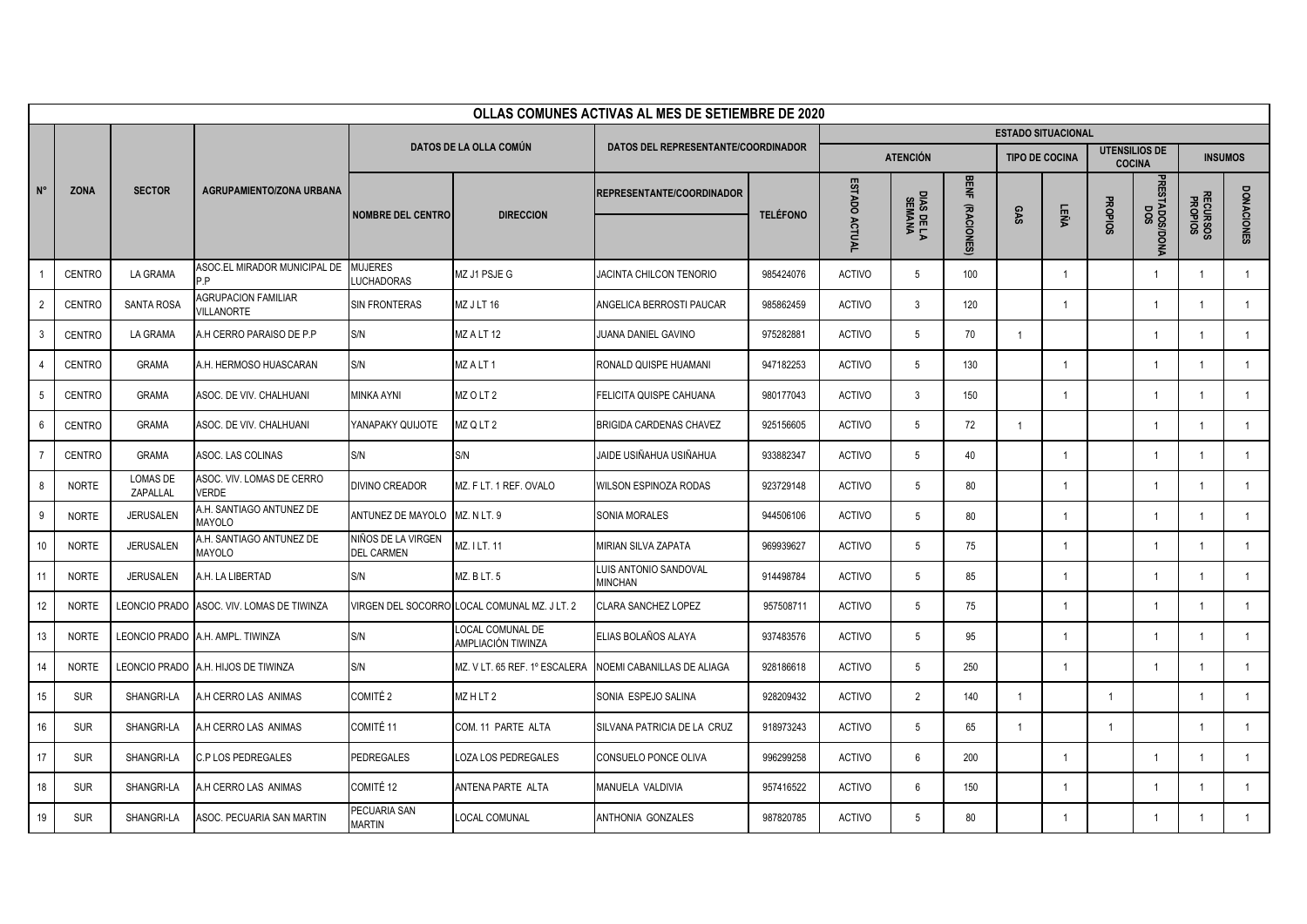| OLLAS COMUNES ACTIVAS AL MES DE SETIEMBRE DE 2020 | | | | | | | | | | | | | | | | | |
|---|---|---|---|---|---|---|---|---|---|---|---|---|---|---|---|---|---|
| N° | ZONA | SECTOR | AGRUPAMIENTO/ZONA URBANA | DATOS DE LA OLLA COMÚN | | DATOS DEL REPRESENTANTE/COORDINADOR | | ESTADO SITUACIONAL | | | | | | | | | |
| | | | | | | | | ATENCIÓN | | | TIPO DE COCINA | | UTENSILIOS DE COCINA | | INSUMOS | | |
| | | | | NOMBRE DEL CENTRO | DIRECCION | REPRESENTANTE/COORDINADOR | TELÉFONO | ESTADO ACTUAL | DIAS DE LA SEMANA | BENF (RACIONES) | GAS | LEÑA | PROPIOS | PRESTADOS/DONADOS | RECURSOS PROPIOS | DONACIONES |
| 1 | CENTRO | LA GRAMA | ASOC.EL MIRADOR MUNICIPAL DE P.P | MUJERES LUCHADORAS | MZ J1 PSJE G | JACINTA CHILCON TENORIO | 985424076 | ACTIVO | 5 | 100 | | 1 | | 1 | 1 | 1 |
| 2 | CENTRO | SANTA ROSA | AGRUPACION FAMILIAR VILLANORTE | SIN FRONTERAS | MZ J LT 16 | ANGELICA BERROSTI PAUCAR | 985862459 | ACTIVO | 3 | 120 | | 1 | | 1 | 1 | 1 |
| 3 | CENTRO | LA GRAMA | A.H CERRO PARAISO DE P.P | S/N | MZ A LT 12 | JUANA DANIEL GAVINO | 975282881 | ACTIVO | 5 | 70 | 1 | | | 1 | 1 | 1 |
| 4 | CENTRO | GRAMA | A.H. HERMOSO HUASCARAN | S/N | MZ A LT 1 | RONALD QUISPE HUAMANI | 947182253 | ACTIVO | 5 | 130 | | 1 | | 1 | 1 | 1 |
| 5 | CENTRO | GRAMA | ASOC. DE VIV. CHALHUANI | MINKA AYNI | MZ O LT 2 | FELICITA QUISPE CAHUANA | 980177043 | ACTIVO | 3 | 150 | | 1 | | 1 | 1 | 1 |
| 6 | CENTRO | GRAMA | ASOC. DE VIV. CHALHUANI | YANAPAKY QUIJOTE | MZ Q LT 2 | BRIGIDA CARDENAS CHAVEZ | 925156605 | ACTIVO | 5 | 72 | 1 | | | 1 | 1 | 1 |
| 7 | CENTRO | GRAMA | ASOC. LAS COLINAS | S/N | S/N | JAIDE USIÑAHUA USIÑAHUA | 933882347 | ACTIVO | 5 | 40 | | 1 | | 1 | 1 | 1 |
| 8 | NORTE | LOMAS DE ZAPALLAL | ASOC. VIV. LOMAS DE CERRO VERDE | DIVINO CREADOR | MZ. F LT. 1 REF. OVALO | WILSON ESPINOZA RODAS | 923729148 | ACTIVO | 5 | 80 | | 1 | | 1 | 1 | 1 |
| 9 | NORTE | JERUSALEN | A.H. SANTIAGO ANTUNEZ DE MAYOLO | ANTUNEZ DE MAYOLO | MZ. N LT. 9 | SONIA MORALES | 944506106 | ACTIVO | 5 | 80 | | 1 | | 1 | 1 | 1 |
| 10 | NORTE | JERUSALEN | A.H. SANTIAGO ANTUNEZ DE MAYOLO | NIÑOS DE LA VIRGEN DEL CARMEN | MZ. I LT. 11 | MIRIAN SILVA ZAPATA | 969939627 | ACTIVO | 5 | 75 | | 1 | | 1 | 1 | 1 |
| 11 | NORTE | JERUSALEN | A.H. LA LIBERTAD | S/N | MZ. B LT. 5 | LUIS ANTONIO SANDOVAL MINCHAN | 914498784 | ACTIVO | 5 | 85 | | 1 | | 1 | 1 | 1 |
| 12 | NORTE | LEONCIO PRADO | ASOC. VIV. LOMAS DE TIWINZA | VIRGEN DEL SOCORRO | LOCAL COMUNAL MZ. J LT. 2 | CLARA SANCHEZ LOPEZ | 957508711 | ACTIVO | 5 | 75 | | 1 | | 1 | 1 | 1 |
| 13 | NORTE | LEONCIO PRADO | A.H. AMPL. TIWINZA | S/N | LOCAL COMUNAL DE AMPLIACIÓN TIWINZA | ELIAS BOLAÑOS ALAYA | 937483576 | ACTIVO | 5 | 95 | | 1 | | 1 | 1 | 1 |
| 14 | NORTE | LEONCIO PRADO | A.H. HIJOS DE TIWINZA | S/N | MZ. V LT. 65 REF. 1° ESCALERA | NOEMI CABANILLAS DE ALIAGA | 928186618 | ACTIVO | 5 | 250 | | 1 | | 1 | 1 | 1 |
| 15 | SUR | SHANGRI-LA | A.H CERRO LAS ANIMAS | COMITÉ 2 | MZ H LT 2 | SONIA ESPEJO SALINA | 928209432 | ACTIVO | 2 | 140 | 1 | | 1 | | 1 | 1 |
| 16 | SUR | SHANGRI-LA | A.H CERRO LAS ANIMAS | COMITÉ 11 | COM. 11 PARTE ALTA | SILVANA PATRICIA DE LA CRUZ | 918973243 | ACTIVO | 5 | 65 | 1 | | 1 | | 1 | 1 |
| 17 | SUR | SHANGRI-LA | C.P LOS PEDREGALES | PEDREGALES | LOZA LOS PEDREGALES | CONSUELO PONCE OLIVA | 996299258 | ACTIVO | 6 | 200 | | 1 | | 1 | 1 | 1 |
| 18 | SUR | SHANGRI-LA | A.H CERRO LAS ANIMAS | COMITÉ 12 | ANTENA PARTE ALTA | MANUELA VALDIVIA | 957416522 | ACTIVO | 6 | 150 | | 1 | | 1 | 1 | 1 |
| 19 | SUR | SHANGRI-LA | ASOC. PECUARIA SAN MARTIN | PECUARIA SAN MARTIN | LOCAL COMUNAL | ANTHONIA GONZALES | 987820785 | ACTIVO | 5 | 80 | | 1 | | 1 | 1 | 1 |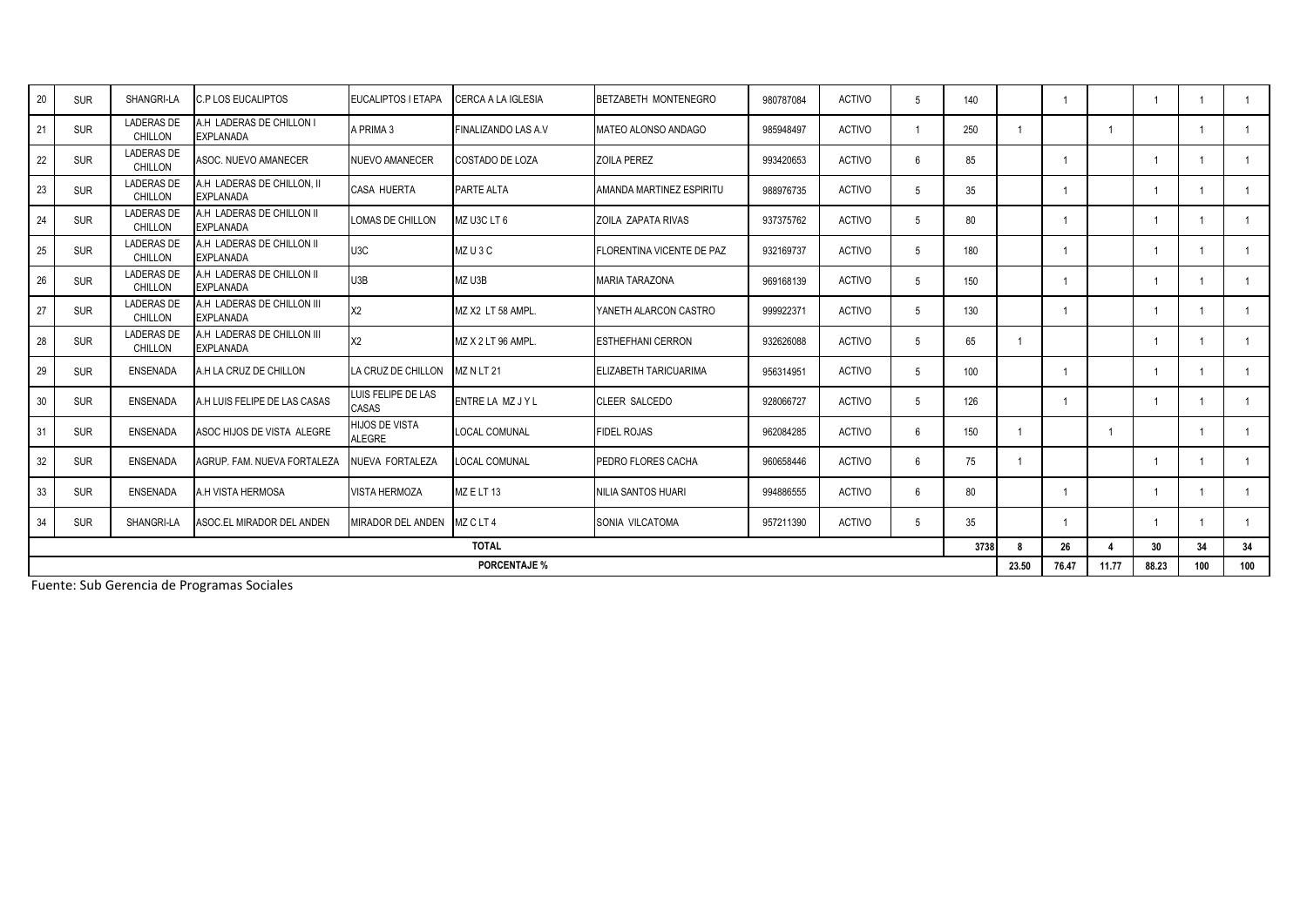| | | | | | | | | | | | | | | | | |
|---|---|---|---|---|---|---|---|---|---|---|---|---|---|---|---|---|
| 20 | SUR | SHANGRI-LA | C.P LOS EUCALIPTOS | EUCALIPTOS I ETAPA | CERCA A LA IGLESIA | BETZABETH MONTENEGRO | 980787084 | ACTIVO | 5 | 140 | | 1 | | 1 | 1 | 1 |
| 21 | SUR | LADERAS DE CHILLON | A.H LADERAS DE CHILLON I EXPLANADA | A PRIMA 3 | FINALIZANDO LAS A.V | MATEO ALONSO ANDAGO | 985948497 | ACTIVO | 1 | 250 | 1 | | 1 | | 1 | 1 |
| 22 | SUR | LADERAS DE CHILLON | ASOC. NUEVO AMANECER | NUEVO AMANECER | COSTADO DE LOZA | ZOILA PEREZ | 993420653 | ACTIVO | 6 | 85 | | 1 | | 1 | 1 | 1 |
| 23 | SUR | LADERAS DE CHILLON | A.H LADERAS DE CHILLON, II EXPLANADA | CASA HUERTA | PARTE ALTA | AMANDA MARTINEZ ESPIRITU | 988976735 | ACTIVO | 5 | 35 | | 1 | | 1 | 1 | 1 |
| 24 | SUR | LADERAS DE CHILLON | A.H LADERAS DE CHILLON II EXPLANADA | LOMAS DE CHILLON | MZ U3C LT 6 | ZOILA ZAPATA RIVAS | 937375762 | ACTIVO | 5 | 80 | | 1 | | 1 | 1 | 1 |
| 25 | SUR | LADERAS DE CHILLON | A.H LADERAS DE CHILLON II EXPLANADA | U3C | MZ U 3 C | FLORENTINA VICENTE DE PAZ | 932169737 | ACTIVO | 5 | 180 | | 1 | | 1 | 1 | 1 |
| 26 | SUR | LADERAS DE CHILLON | A.H LADERAS DE CHILLON II EXPLANADA | U3B | MZ U3B | MARIA TARAZONA | 969168139 | ACTIVO | 5 | 150 | | 1 | | 1 | 1 | 1 |
| 27 | SUR | LADERAS DE CHILLON | A.H LADERAS DE CHILLON III EXPLANADA | X2 | MZ X2 LT 58 AMPL. | YANETH ALARCON CASTRO | 999922371 | ACTIVO | 5 | 130 | | 1 | | 1 | 1 | 1 |
| 28 | SUR | LADERAS DE CHILLON | A.H LADERAS DE CHILLON III EXPLANADA | X2 | MZ X 2 LT 96 AMPL. | ESTHEFHANI CERRON | 932626088 | ACTIVO | 5 | 65 | 1 | | | 1 | 1 | 1 |
| 29 | SUR | ENSENADA | A.H LA CRUZ DE CHILLON | LA CRUZ DE CHILLON | MZ N LT 21 | ELIZABETH TARICUARIMA | 956314951 | ACTIVO | 5 | 100 | | 1 | | 1 | 1 | 1 |
| 30 | SUR | ENSENADA | A.H LUIS FELIPE DE LAS CASAS | LUIS FELIPE DE LAS CASAS | ENTRE LA MZ J Y L | CLEER SALCEDO | 928066727 | ACTIVO | 5 | 126 | | 1 | | 1 | 1 | 1 |
| 31 | SUR | ENSENADA | ASOC HIJOS DE VISTA ALEGRE | HIJOS DE VISTA ALEGRE | LOCAL COMUNAL | FIDEL ROJAS | 962084285 | ACTIVO | 6 | 150 | 1 | | 1 | | 1 | 1 |
| 32 | SUR | ENSENADA | AGRUP. FAM. NUEVA FORTALEZA | NUEVA FORTALEZA | LOCAL COMUNAL | PEDRO FLORES CACHA | 960658446 | ACTIVO | 6 | 75 | 1 | | | 1 | 1 | 1 |
| 33 | SUR | ENSENADA | A.H VISTA HERMOSA | VISTA HERMOZA | MZ E LT 13 | NILIA SANTOS HUARI | 994886555 | ACTIVO | 6 | 80 | | 1 | | 1 | 1 | 1 |
| 34 | SUR | SHANGRI-LA | ASOC.EL MIRADOR DEL ANDEN | MIRADOR DEL ANDEN | MZ C LT 4 | SONIA VILCATOMA | 957211390 | ACTIVO | 5 | 35 | | 1 | | 1 | 1 | 1 |
| **TOTAL** | | | | | | | | | | **3738** | **8** | **26** | **4** | **30** | **34** | **34** |
| **PORCENTAJE %** | | | | | | | | | | | **23.50** | **76.47** | **11.77** | **88.23** | **100** | **100** |

Fuente: Sub Gerencia de Programas Sociales